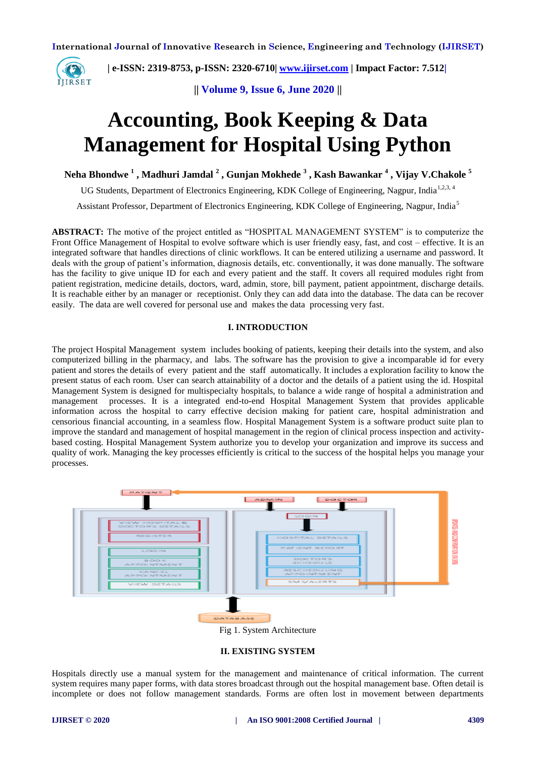# Accounting, Book Keeping & Data Management for Hospital Using Python

**Neha Bhondwe [1], Madhuri Jamdal [2], Gunjan Mokhede [3], Kash Bawankar [4], Vijay V.Chakole [5]**

UG Students, Department of Electronics Engineering, KDK College of Engineering, Nagpur, India[1,2,3, 4]

Assistant Professor, Department of Electronics Engineering, KDK College of Engineering, Nagpur, India[5]

**ABSTRACT:** The motive of the project entitled as "HOSPITAL MANAGEMENT SYSTEM" is to computerize the Front Office Management of Hospital to evolve software which is user friendly easy, fast, and cost – effective. It is an integrated software that handles directions of clinic workflows. It can be entered utilizing a username and password. It deals with the group of patient's information, diagnosis details, etc. conventionally, it was done manually. The software has the facility to give unique ID for each and every patient and the staff. It covers all required modules right from patient registration, medicine details, doctors, ward, admin, store, bill payment, patient appointment, discharge details. It is reachable either by an manager or receptionist. Only they can add data into the database. The data can be recover easily. The data are well covered for personal use and makes the data processing very fast.

## I. INTRODUCTION

The project Hospital Management system includes booking of patients, keeping their details into the system, and also computerized billing in the pharmacy, and labs. The software has the provision to give a incomparable id for every patient and stores the details of every patient and the staff automatically. It includes a exploration facility to know the present status of each room. User can search attainability of a doctor and the details of a patient using the id. Hospital Management System is designed for multispecialty hospitals, to balance a wide range of hospital a administration and management processes. It is a integrated end-to-end Hospital Management System that provides applicable information across the hospital to carry effective decision making for patient care, hospital administration and censorious financial accounting, in a seamless flow. Hospital Management System is a software product suite plan to improve the standard and management of hospital management in the region of clinical process inspection and activity-based costing. Hospital Management System authorize you to develop your organization and improve its success and quality of work. Managing the key processes efficiently is critical to the success of the hospital helps you manage your processes.

Fig 1. System Architecture

## II. EXISTING SYSTEM

Hospitals directly use a manual system for the management and maintenance of critical information. The current system requires many paper forms, with data stores broadcast through out the hospital management base. Often detail is incomplete or does not follow management standards. Forms are often lost in movement between departments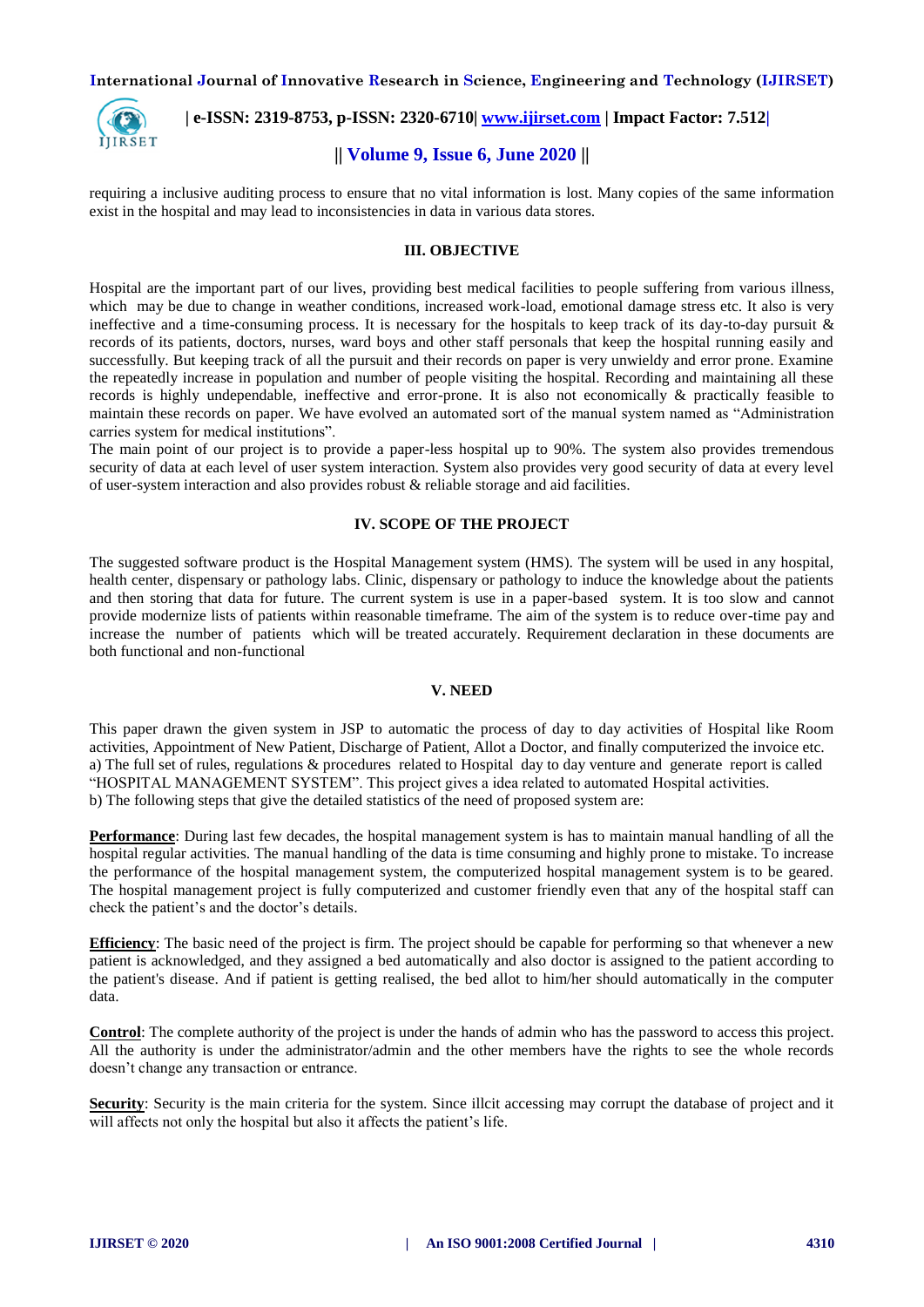requiring a inclusive auditing process to ensure that no vital information is lost. Many copies of the same information exist in the hospital and may lead to inconsistencies in data in various data stores.

## III. OBJECTIVE

Hospital are the important part of our lives, providing best medical facilities to people suffering from various illness, which may be due to change in weather conditions, increased work-load, emotional damage stress etc. It also is very ineffective and a time-consuming process. It is necessary for the hospitals to keep track of its day-to-day pursuit & records of its patients, doctors, nurses, ward boys and other staff personals that keep the hospital running easily and successfully. But keeping track of all the pursuit and their records on paper is very unwieldy and error prone. Examine the repeatedly increase in population and number of people visiting the hospital. Recording and maintaining all these records is highly undependable, ineffective and error-prone. It is also not economically & practically feasible to maintain these records on paper. We have evolved an automated sort of the manual system named as "Administration carries system for medical institutions".

The main point of our project is to provide a paper-less hospital up to 90%. The system also provides tremendous security of data at each level of user system interaction. System also provides very good security of data at every level of user-system interaction and also provides robust & reliable storage and aid facilities.

## IV. SCOPE OF THE PROJECT

The suggested software product is the Hospital Management system (HMS). The system will be used in any hospital, health center, dispensary or pathology labs. Clinic, dispensary or pathology to induce the knowledge about the patients and then storing that data for future. The current system is use in a paper-based system. It is too slow and cannot provide modernize lists of patients within reasonable timeframe. The aim of the system is to reduce over-time pay and increase the number of patients which will be treated accurately. Requirement declaration in these documents are both functional and non-functional

## V. NEED

This paper drawn the given system in JSP to automatic the process of day to day activities of Hospital like Room activities, Appointment of New Patient, Discharge of Patient, Allot a Doctor, and finally computerized the invoice etc.

a) The full set of rules, regulations & procedures related to Hospital day to day venture and generate report is called "HOSPITAL MANAGEMENT SYSTEM". This project gives a idea related to automated Hospital activities.

b) The following steps that give the detailed statistics of the need of proposed system are:

**Performance**: During last few decades, the hospital management system is has to maintain manual handling of all the hospital regular activities. The manual handling of the data is time consuming and highly prone to mistake. To increase the performance of the hospital management system, the computerized hospital management system is to be geared. The hospital management project is fully computerized and customer friendly even that any of the hospital staff can check the patient's and the doctor's details.

**Efficiency**: The basic need of the project is firm. The project should be capable for performing so that whenever a new patient is acknowledged, and they assigned a bed automatically and also doctor is assigned to the patient according to the patient's disease. And if patient is getting realised, the bed allot to him/her should automatically in the computer data.

**Control**: The complete authority of the project is under the hands of admin who has the password to access this project. All the authority is under the administrator/admin and the other members have the rights to see the whole records doesn't change any transaction or entrance.

**Security**: Security is the main criteria for the system. Since illcit accessing may corrupt the database of project and it will affects not only the hospital but also it affects the patient's life.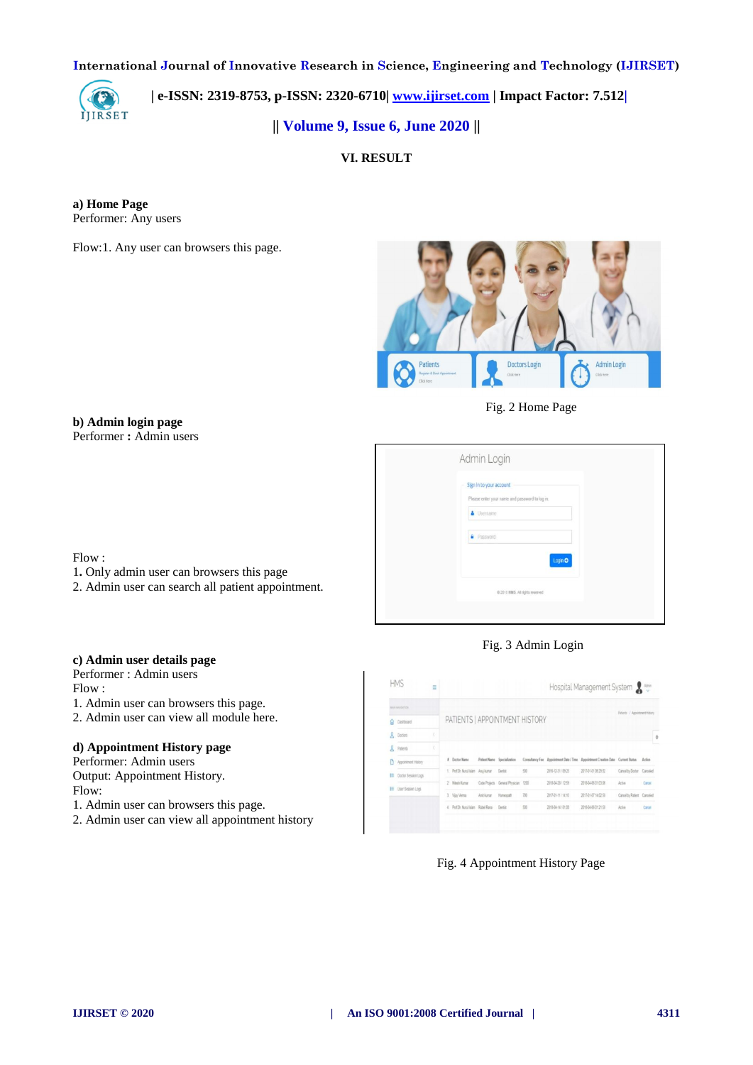## VI. RESULT

**a) Home Page**
Performer: Any users

Flow:1. Any user can browsers this page.

Fig. 2 Home Page

**b) Admin login page**
Performer **:** Admin users

Flow :
1. Only admin user can browsers this page
2. Admin user can search all patient appointment.

Fig. 3 Admin Login

**c) Admin user details page**
Performer : Admin users
Flow :
1. Admin user can browsers this page.
2. Admin user can view all module here.

**d) Appointment History page**
Performer: Admin users
Output: Appointment History.
Flow:
1. Admin user can browsers this page.
2. Admin user can view all appointment history

Fig. 4 Appointment History Page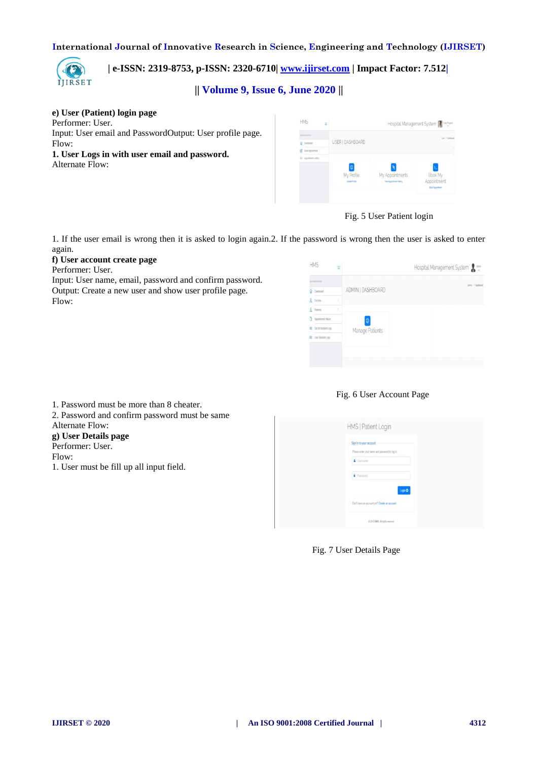**e) User (Patient) login page**

Performer: User.

Input: User email and PasswordOutput: User profile page.

Flow:

**1. User Logs in with user email and password.**

Alternate Flow:

Fig. 5 User Patient login

1. If the user email is wrong then it is asked to login again.2. If the password is wrong then the user is asked to enter again.

**f) User account create page**

Performer: User.

Input: User name, email, password and confirm password.

Output: Create a new user and show user profile page.

Flow:

Fig. 6 User Account Page

1. Password must be more than 8 cheater.
2. Password and confirm password must be same

Alternate Flow:

**g) User Details page**

Performer: User.

Flow:

1. User must be fill up all input field.

Fig. 7 User Details Page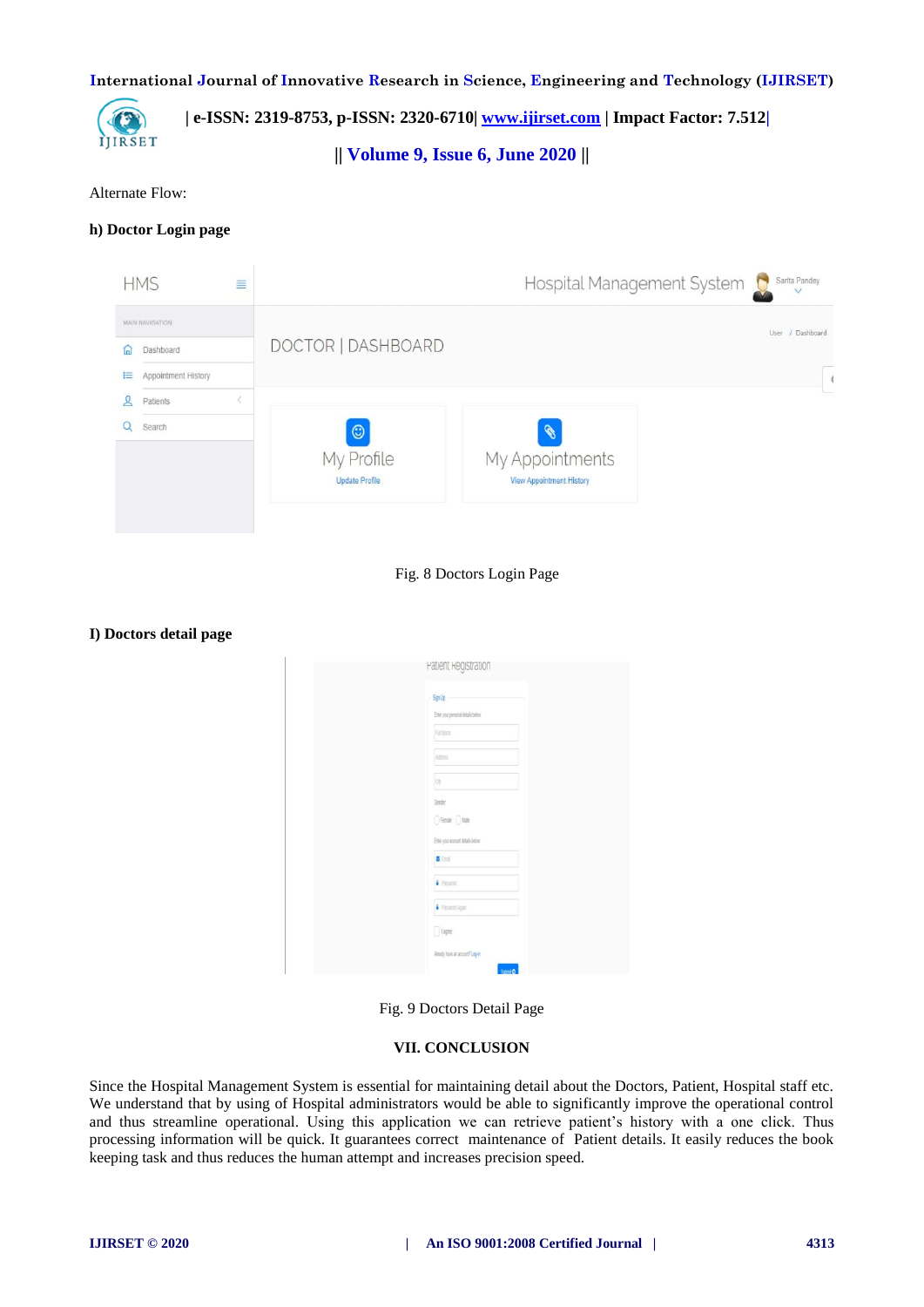Alternate Flow:

**h) Doctor Login page**

Fig. 8 Doctors Login Page

**I) Doctors detail page**

Fig. 9 Doctors Detail Page

## VII. CONCLUSION

Since the Hospital Management System is essential for maintaining detail about the Doctors, Patient, Hospital staff etc. We understand that by using of Hospital administrators would be able to significantly improve the operational control and thus streamline operational. Using this application we can retrieve patient's history with a one click. Thus processing information will be quick. It guarantees correct maintenance of Patient details. It easily reduces the book keeping task and thus reduces the human attempt and increases precision speed.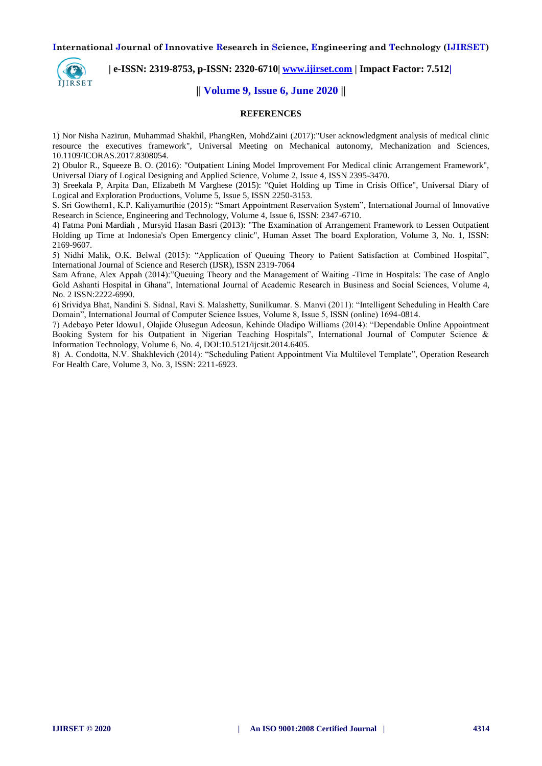## REFERENCES

1) Nor Nisha Nazirun, Muhammad Shakhil, PhangRen, MohdZaini (2017):"User acknowledgment analysis of medical clinic resource the executives framework", Universal Meeting on Mechanical autonomy, Mechanization and Sciences, 10.1109/ICORAS.2017.8308054.

2) Obulor R., Squeeze B. O. (2016): "Outpatient Lining Model Improvement For Medical clinic Arrangement Framework", Universal Diary of Logical Designing and Applied Science, Volume 2, Issue 4, ISSN 2395-3470.

3) Sreekala P, Arpita Dan, Elizabeth M Varghese (2015): "Quiet Holding up Time in Crisis Office", Universal Diary of Logical and Exploration Productions, Volume 5, Issue 5, ISSN 2250-3153.

S. Sri Gowthem1, K.P. Kaliyamurthie (2015): "Smart Appointment Reservation System", International Journal of Innovative Research in Science, Engineering and Technology, Volume 4, Issue 6, ISSN: 2347-6710.

4) Fatma Poni Mardiah , Mursyid Hasan Basri (2013): "The Examination of Arrangement Framework to Lessen Outpatient Holding up Time at Indonesia's Open Emergency clinic", Human Asset The board Exploration, Volume 3, No. 1, ISSN: 2169-9607.

5) Nidhi Malik, O.K. Belwal (2015): "Application of Queuing Theory to Patient Satisfaction at Combined Hospital", International Journal of Science and Reserch (IJSR), ISSN 2319-7064

Sam Afrane, Alex Appah (2014):"Queuing Theory and the Management of Waiting -Time in Hospitals: The case of Anglo Gold Ashanti Hospital in Ghana", International Journal of Academic Research in Business and Social Sciences, Volume 4, No. 2 ISSN:2222-6990.

6) Srividya Bhat, Nandini S. Sidnal, Ravi S. Malashetty, Sunilkumar. S. Manvi (2011): "Intelligent Scheduling in Health Care Domain", International Journal of Computer Science Issues, Volume 8, Issue 5, ISSN (online) 1694-0814.

7) Adebayo Peter Idowu1, Olajide Olusegun Adeosun, Kehinde Oladipo Williams (2014): "Dependable Online Appointment Booking System for his Outpatient in Nigerian Teaching Hospitals", International Journal of Computer Science & Information Technology, Volume 6, No. 4, DOI:10.5121/ijcsit.2014.6405.

8) A. Condotta, N.V. Shakhlevich (2014): "Scheduling Patient Appointment Via Multilevel Template", Operation Research For Health Care, Volume 3, No. 3, ISSN: 2211-6923.